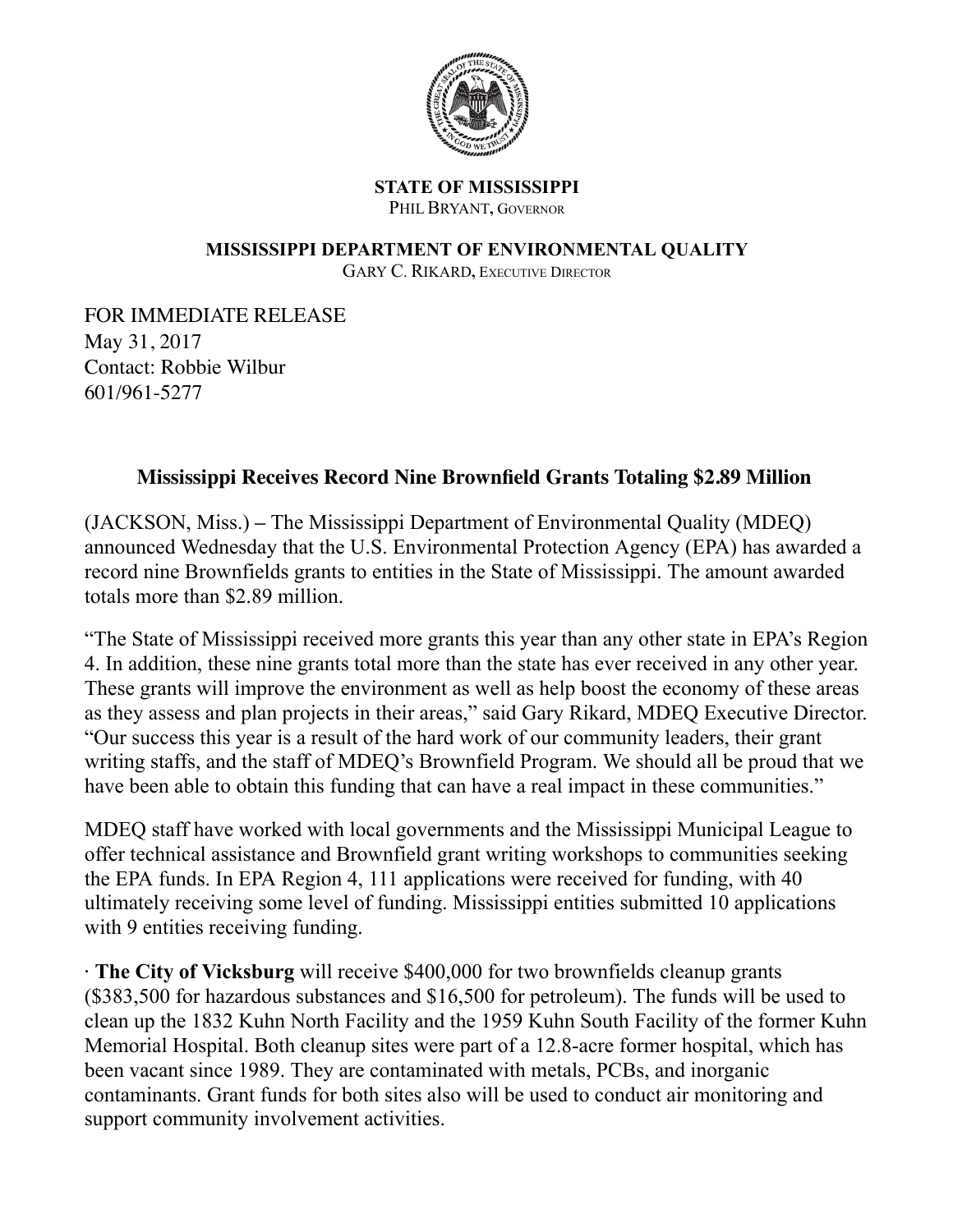**STATE OF MISSISSIPPI**
PHIL BRYANT, GOVERNOR

**MISSISSIPPI DEPARTMENT OF ENVIRONMENTAL QUALITY**
GARY C. RIKARD, EXECUTIVE DIRECTOR

FOR IMMEDIATE RELEASE
May 31, 2017
Contact: Robbie Wilbur
601/961-5277

## Mississippi Receives Record Nine Brownfield Grants Totaling $2.89 Million

(JACKSON, Miss.) – The Mississippi Department of Environmental Quality (MDEQ) announced Wednesday that the U.S. Environmental Protection Agency (EPA) has awarded a record nine Brownfields grants to entities in the State of Mississippi. The amount awarded totals more than $2.89 million.

"The State of Mississippi received more grants this year than any other state in EPA's Region 4. In addition, these nine grants total more than the state has ever received in any other year. These grants will improve the environment as well as help boost the economy of these areas as they assess and plan projects in their areas," said Gary Rikard, MDEQ Executive Director. "Our success this year is a result of the hard work of our community leaders, their grant writing staffs, and the staff of MDEQ's Brownfield Program. We should all be proud that we have been able to obtain this funding that can have a real impact in these communities."

MDEQ staff have worked with local governments and the Mississippi Municipal League to offer technical assistance and Brownfield grant writing workshops to communities seeking the EPA funds. In EPA Region 4, 111 applications were received for funding, with 40 ultimately receiving some level of funding. Mississippi entities submitted 10 applications with 9 entities receiving funding.

· **The City of Vicksburg** will receive $400,000 for two brownfields cleanup grants ($383,500 for hazardous substances and $16,500 for petroleum). The funds will be used to clean up the 1832 Kuhn North Facility and the 1959 Kuhn South Facility of the former Kuhn Memorial Hospital. Both cleanup sites were part of a 12.8-acre former hospital, which has been vacant since 1989. They are contaminated with metals, PCBs, and inorganic contaminants. Grant funds for both sites also will be used to conduct air monitoring and support community involvement activities.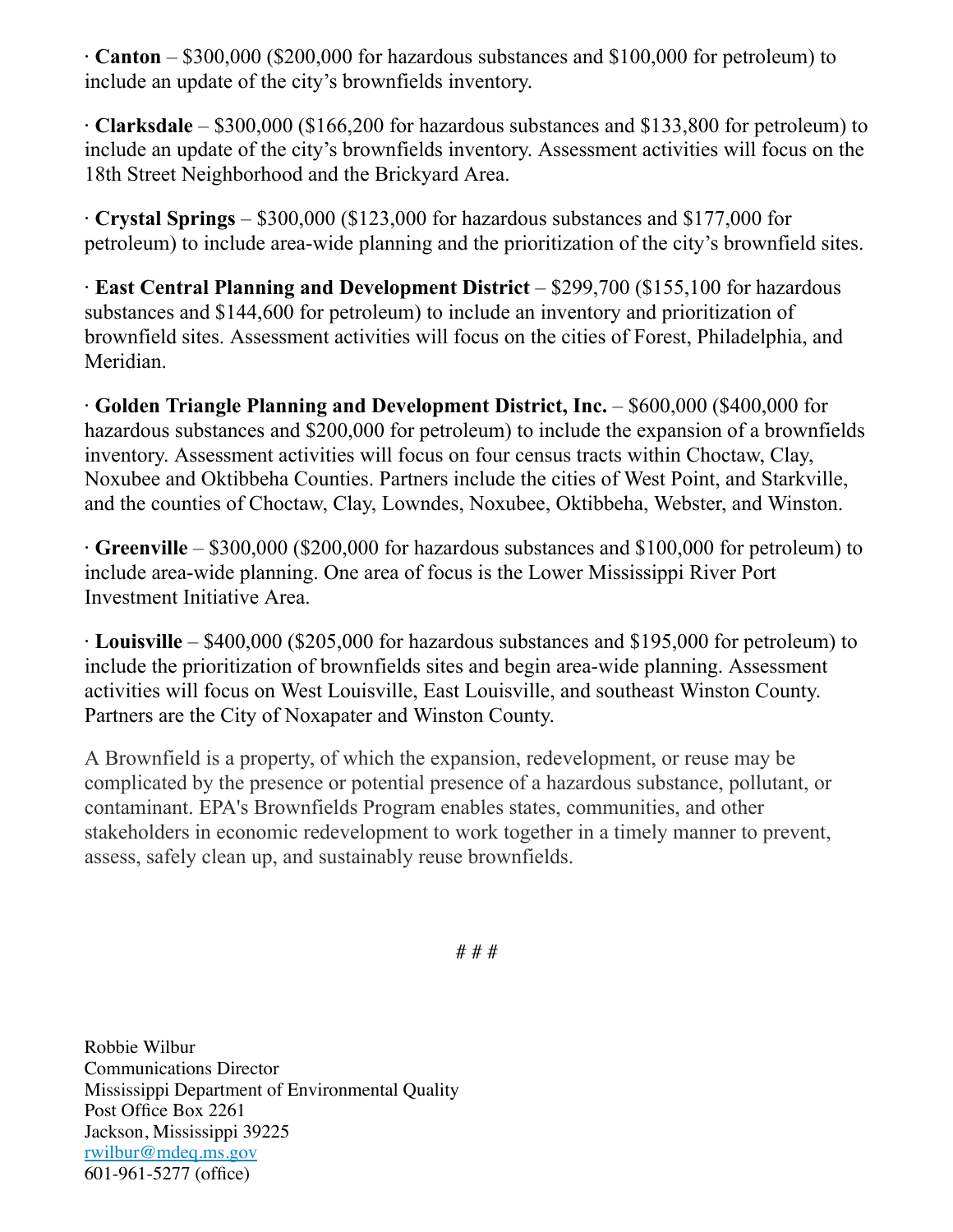· **Canton** – $300,000 ($200,000 for hazardous substances and $100,000 for petroleum) to include an update of the city's brownfields inventory.

· **Clarksdale** – $300,000 ($166,200 for hazardous substances and $133,800 for petroleum) to include an update of the city's brownfields inventory. Assessment activities will focus on the 18th Street Neighborhood and the Brickyard Area.

· **Crystal Springs** – $300,000 ($123,000 for hazardous substances and $177,000 for petroleum) to include area-wide planning and the prioritization of the city's brownfield sites.

· **East Central Planning and Development District** – $299,700 ($155,100 for hazardous substances and $144,600 for petroleum) to include an inventory and prioritization of brownfield sites. Assessment activities will focus on the cities of Forest, Philadelphia, and Meridian.

· **Golden Triangle Planning and Development District, Inc.** – $600,000 ($400,000 for hazardous substances and $200,000 for petroleum) to include the expansion of a brownfields inventory. Assessment activities will focus on four census tracts within Choctaw, Clay, Noxubee and Oktibbeha Counties. Partners include the cities of West Point, and Starkville, and the counties of Choctaw, Clay, Lowndes, Noxubee, Oktibbeha, Webster, and Winston.

· **Greenville** – $300,000 ($200,000 for hazardous substances and $100,000 for petroleum) to include area-wide planning. One area of focus is the Lower Mississippi River Port Investment Initiative Area.

· **Louisville** – $400,000 ($205,000 for hazardous substances and $195,000 for petroleum) to include the prioritization of brownfields sites and begin area-wide planning. Assessment activities will focus on West Louisville, East Louisville, and southeast Winston County. Partners are the City of Noxapater and Winston County.

A Brownfield is a property, of which the expansion, redevelopment, or reuse may be complicated by the presence or potential presence of a hazardous substance, pollutant, or contaminant. EPA's Brownfields Program enables states, communities, and other stakeholders in economic redevelopment to work together in a timely manner to prevent, assess, safely clean up, and sustainably reuse brownfields.

# # #

Robbie Wilbur
Communications Director
Mississippi Department of Environmental Quality
Post Office Box 2261
Jackson, Mississippi 39225
rwilbur@mdeq.ms.gov
601-961-5277 (office)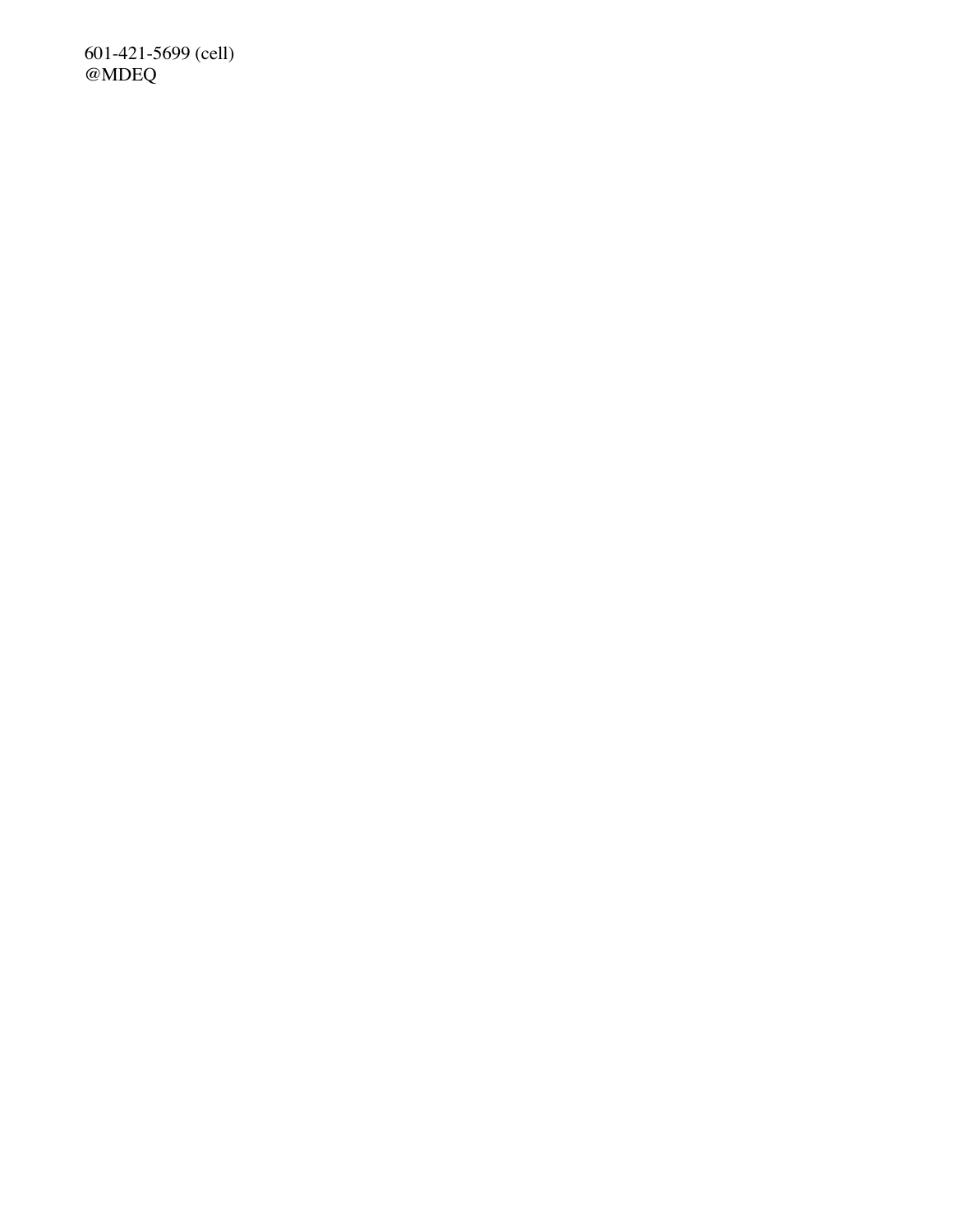601-421-5699 (cell)
@MDEQ